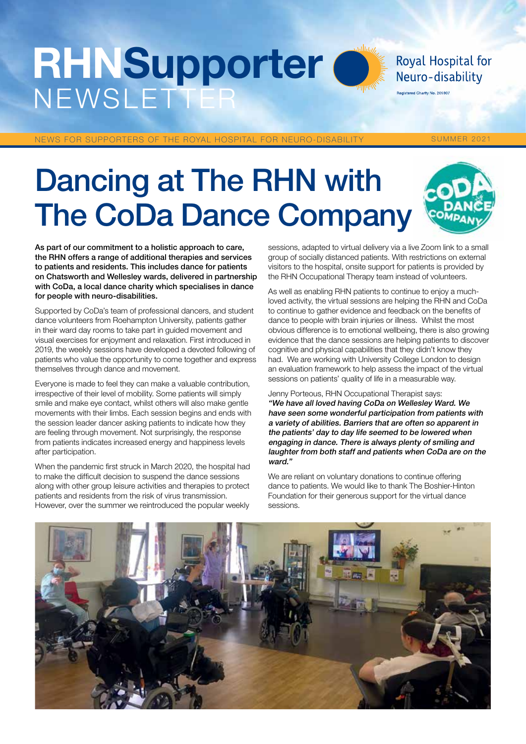# RHNSupporter NEWSLETTER

Royal Hospital for Neuro-disability

Registered Charity No. 205907

NEWS FOR SUPPORTERS OF THE ROYAL HOSPITAL FOR NEURO-DISABILITY

SUMMER 2021

# Dancing at The RHN with The CoDa Dance Company

**As part of our commitment to a holistic approach to care, the RHN offers a range of additional therapies and services to patients and residents. This includes dance for patients on Chatsworth and Wellesley wards, delivered in partnership with CoDa, a local dance charity which specialises in dance for people with neuro-disabilities.**

Supported by CoDa's team of professional dancers, and student dance volunteers from Roehampton University, patients gather in their ward day rooms to take part in guided movement and visual exercises for enjoyment and relaxation. First introduced in 2019, the weekly sessions have developed a devoted following of patients who value the opportunity to come together and express themselves through dance and movement.

Everyone is made to feel they can make a valuable contribution, irrespective of their level of mobility. Some patients will simply smile and make eye contact, whilst others will also make gentle movements with their limbs. Each session begins and ends with the session leader dancer asking patients to indicate how they are feeling through movement. Not surprisingly, the response from patients indicates increased energy and happiness levels after participation.

When the pandemic first struck in March 2020, the hospital had to make the difficult decision to suspend the dance sessions along with other group leisure activities and therapies to protect patients and residents from the risk of virus transmission. However, over the summer we reintroduced the popular weekly sessions, adapted to virtual delivery via a live Zoom link to a small group of socially distanced patients. With restrictions on external visitors to the hospital, onsite support for patients is provided by the RHN Occupational Therapy team instead of volunteers.

As well as enabling RHN patients to continue to enjoy a much-loved activity, the virtual sessions are helping the RHN and CoDa to continue to gather evidence and feedback on the benefits of dance to people with brain injuries or illness. Whilst the most obvious difference is to emotional wellbeing, there is also growing evidence that the dance sessions are helping patients to discover cognitive and physical capabilities that they didn't know they had. We are working with University College London to design an evaluation framework to help assess the impact of the virtual sessions on patients' quality of life in a measurable way.

Jenny Porteous, RHN Occupational Therapist says:
***"We have all loved having CoDa on Wellesley Ward. We have seen some wonderful participation from patients with a variety of abilities. Barriers that are often so apparent in the patients' day to day life seemed to be lowered when engaging in dance. There is always plenty of smiling and laughter from both staff and patients when CoDa are on the ward."***

We are reliant on voluntary donations to continue offering dance to patients. We would like to thank The Boshier-Hinton Foundation for their generous support for the virtual dance sessions.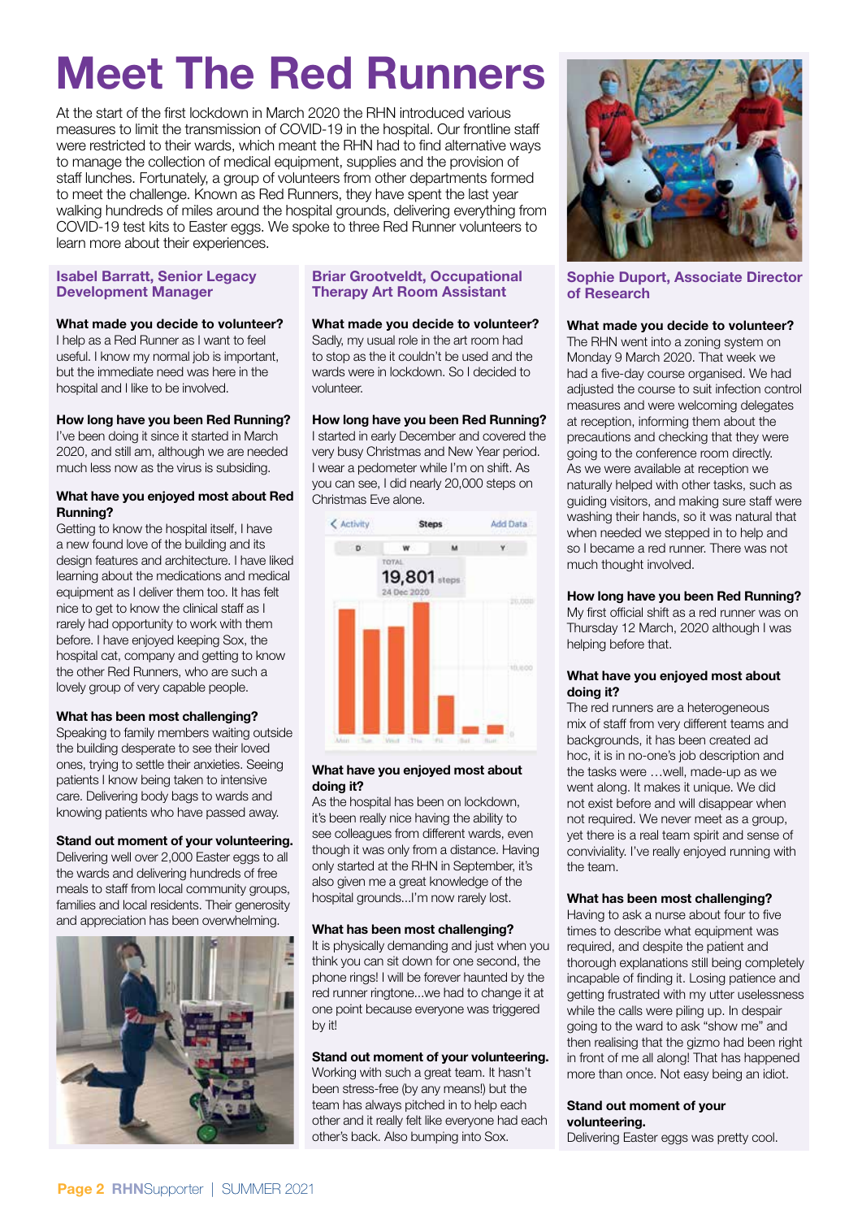# Meet The Red Runners

At the start of the first lockdown in March 2020 the RHN introduced various measures to limit the transmission of COVID-19 in the hospital. Our frontline staff were restricted to their wards, which meant the RHN had to find alternative ways to manage the collection of medical equipment, supplies and the provision of staff lunches. Fortunately, a group of volunteers from other departments formed to meet the challenge. Known as Red Runners, they have spent the last year walking hundreds of miles around the hospital grounds, delivering everything from COVID-19 test kits to Easter eggs. We spoke to three Red Runner volunteers to learn more about their experiences.

## Isabel Barratt, Senior Legacy Development Manager

**What made you decide to volunteer?**
I help as a Red Runner as I want to feel useful. I know my normal job is important, but the immediate need was here in the hospital and I like to be involved.

**How long have you been Red Running?**
I've been doing it since it started in March 2020, and still am, although we are needed much less now as the virus is subsiding.

**What have you enjoyed most about Red Running?**
Getting to know the hospital itself, I have a new found love of the building and its design features and architecture. I have liked learning about the medications and medical equipment as I deliver them too. It has felt nice to get to know the clinical staff as I rarely had opportunity to work with them before. I have enjoyed keeping Sox, the hospital cat, company and getting to know the other Red Runners, who are such a lovely group of very capable people.

**What has been most challenging?**
Speaking to family members waiting outside the building desperate to see their loved ones, trying to settle their anxieties. Seeing patients I know being taken to intensive care. Delivering body bags to wards and knowing patients who have passed away.

**Stand out moment of your volunteering.**
Delivering well over 2,000 Easter eggs to all the wards and delivering hundreds of free meals to staff from local community groups, families and local residents. Their generosity and appreciation has been overwhelming.

## Briar Grootveldt, Occupational Therapy Art Room Assistant

**What made you decide to volunteer?**
Sadly, my usual role in the art room had to stop as the it couldn't be used and the wards were in lockdown. So I decided to volunteer.

**How long have you been Red Running?**
I started in early December and covered the very busy Christmas and New Year period. I wear a pedometer while I'm on shift. As you can see, I did nearly 20,000 steps on Christmas Eve alone.

**What have you enjoyed most about doing it?**
As the hospital has been on lockdown, it's been really nice having the ability to see colleagues from different wards, even though it was only from a distance. Having only started at the RHN in September, it's also given me a great knowledge of the hospital grounds...I'm now rarely lost.

**What has been most challenging?**
It is physically demanding and just when you think you can sit down for one second, the phone rings! I will be forever haunted by the red runner ringtone...we had to change it at one point because everyone was triggered by it!

**Stand out moment of your volunteering.**
Working with such a great team. It hasn't been stress-free (by any means!) but the team has always pitched in to help each other and it really felt like everyone had each other's back. Also bumping into Sox.

## Sophie Duport, Associate Director of Research

**What made you decide to volunteer?**
The RHN went into a zoning system on Monday 9 March 2020. That week we had a five-day course organised. We had adjusted the course to suit infection control measures and were welcoming delegates at reception, informing them about the precautions and checking that they were going to the conference room directly. As we were available at reception we naturally helped with other tasks, such as guiding visitors, and making sure staff were washing their hands, so it was natural that when needed we stepped in to help and so I became a red runner. There was not much thought involved.

**How long have you been Red Running?**
My first official shift as a red runner was on Thursday 12 March, 2020 although I was helping before that.

**What have you enjoyed most about doing it?**
The red runners are a heterogeneous mix of staff from very different teams and backgrounds, it has been created ad hoc, it is in no-one's job description and the tasks were …well, made-up as we went along. It makes it unique. We did not exist before and will disappear when not required. We never meet as a group, yet there is a real team spirit and sense of conviviality. I've really enjoyed running with the team.

**What has been most challenging?**
Having to ask a nurse about four to five times to describe what equipment was required, and despite the patient and thorough explanations still being completely incapable of finding it. Losing patience and getting frustrated with my utter uselessness while the calls were piling up. In despair going to the ward to ask "show me" and then realising that the gizmo had been right in front of me all along! That has happened more than once. Not easy being an idiot.

**Stand out moment of your volunteering.**
Delivering Easter eggs was pretty cool.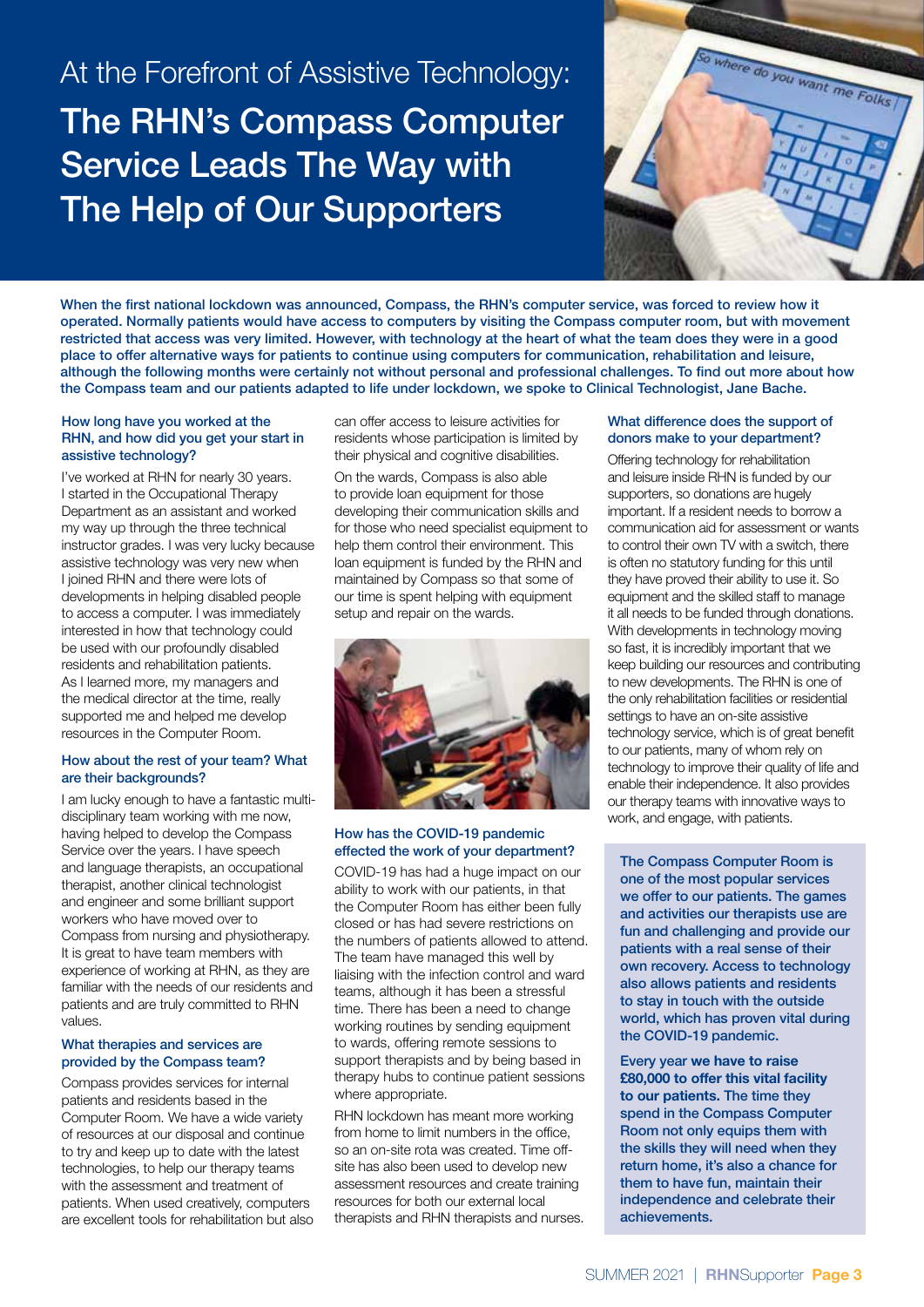At the Forefront of Assistive Technology:

# The RHN's Compass Computer Service Leads The Way with The Help of Our Supporters

**When the first national lockdown was announced, Compass, the RHN's computer service, was forced to review how it operated. Normally patients would have access to computers by visiting the Compass computer room, but with movement restricted that access was very limited. However, with technology at the heart of what the team does they were in a good place to offer alternative ways for patients to continue using computers for communication, rehabilitation and leisure, although the following months were certainly not without personal and professional challenges. To find out more about how the Compass team and our patients adapted to life under lockdown, we spoke to Clinical Technologist, Jane Bache.**

### How long have you worked at the RHN, and how did you get your start in assistive technology?

I've worked at RHN for nearly 30 years. I started in the Occupational Therapy Department as an assistant and worked my way up through the three technical instructor grades. I was very lucky because assistive technology was very new when I joined RHN and there were lots of developments in helping disabled people to access a computer. I was immediately interested in how that technology could be used with our profoundly disabled residents and rehabilitation patients. As I learned more, my managers and the medical director at the time, really supported me and helped me develop resources in the Computer Room.

### How about the rest of your team? What are their backgrounds?

I am lucky enough to have a fantastic multi-disciplinary team working with me now, having helped to develop the Compass Service over the years. I have speech and language therapists, an occupational therapist, another clinical technologist and engineer and some brilliant support workers who have moved over to Compass from nursing and physiotherapy. It is great to have team members with experience of working at RHN, as they are familiar with the needs of our residents and patients and are truly committed to RHN values.

### What therapies and services are provided by the Compass team?

Compass provides services for internal patients and residents based in the Computer Room. We have a wide variety of resources at our disposal and continue to try and keep up to date with the latest technologies, to help our therapy teams with the assessment and treatment of patients. When used creatively, computers are excellent tools for rehabilitation but also can offer access to leisure activities for residents whose participation is limited by their physical and cognitive disabilities.

On the wards, Compass is also able to provide loan equipment for those developing their communication skills and for those who need specialist equipment to help them control their environment. This loan equipment is funded by the RHN and maintained by Compass so that some of our time is spent helping with equipment setup and repair on the wards.

### How has the COVID-19 pandemic effected the work of your department?

COVID-19 has had a huge impact on our ability to work with our patients, in that the Computer Room has either been fully closed or has had severe restrictions on the numbers of patients allowed to attend. The team have managed this well by liaising with the infection control and ward teams, although it has been a stressful time. There has been a need to change working routines by sending equipment to wards, offering remote sessions to support therapists and by being based in therapy hubs to continue patient sessions where appropriate.

RHN lockdown has meant more working from home to limit numbers in the office, so an on-site rota was created. Time off-site has also been used to develop new assessment resources and create training resources for both our external local therapists and RHN therapists and nurses.

### What difference does the support of donors make to your department?

Offering technology for rehabilitation and leisure inside RHN is funded by our supporters, so donations are hugely important. If a resident needs to borrow a communication aid for assessment or wants to control their own TV with a switch, there is often no statutory funding for this until they have proved their ability to use it. So equipment and the skilled staff to manage it all needs to be funded through donations. With developments in technology moving so fast, it is incredibly important that we keep building our resources and contributing to new developments. The RHN is one of the only rehabilitation facilities or residential settings to have an on-site assistive technology service, which is of great benefit to our patients, many of whom rely on technology to improve their quality of life and enable their independence. It also provides our therapy teams with innovative ways to work, and engage, with patients.

**The Compass Computer Room is one of the most popular services we offer to our patients. The games and activities our therapists use are fun and challenging and provide our patients with a real sense of their own recovery. Access to technology also allows patients and residents to stay in touch with the outside world, which has proven vital during the COVID-19 pandemic.**

**Every year we have to raise £80,000 to offer this vital facility to our patients.** **The time they spend in the Compass Computer Room not only equips them with the skills they will need when they return home, it's also a chance for them to have fun, maintain their independence and celebrate their achievements.**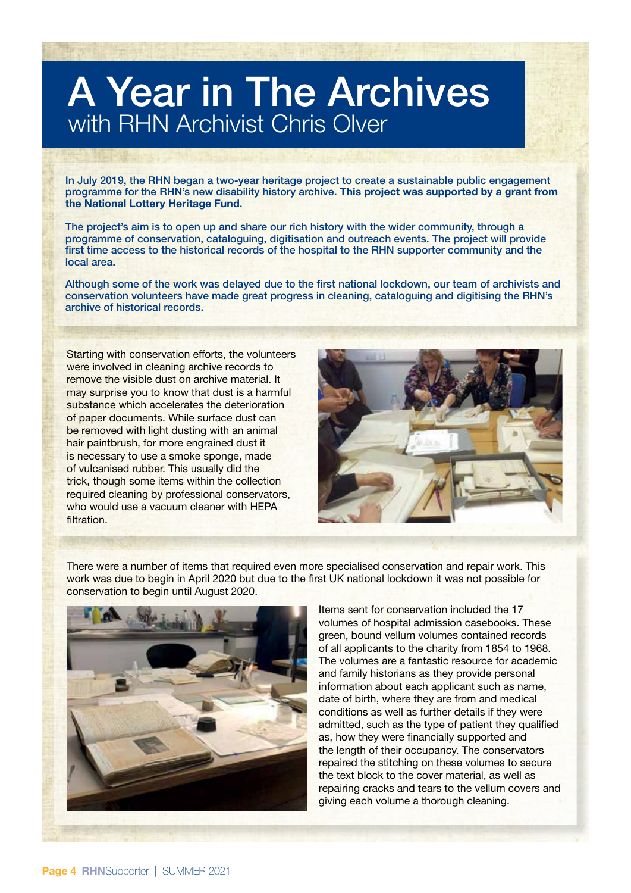# A Year in The Archives

## with RHN Archivist Chris Olver

In July 2019, the RHN began a two-year heritage project to create a sustainable public engagement programme for the RHN's new disability history archive. **This project was supported by a grant from the National Lottery Heritage Fund.**

The project's aim is to open up and share our rich history with the wider community, through a programme of conservation, cataloguing, digitisation and outreach events. The project will provide first time access to the historical records of the hospital to the RHN supporter community and the local area.

Although some of the work was delayed due to the first national lockdown, our team of archivists and conservation volunteers have made great progress in cleaning, cataloguing and digitising the RHN's archive of historical records.

Starting with conservation efforts, the volunteers were involved in cleaning archive records to remove the visible dust on archive material. It may surprise you to know that dust is a harmful substance which accelerates the deterioration of paper documents. While surface dust can be removed with light dusting with an animal hair paintbrush, for more engrained dust it is necessary to use a smoke sponge, made of vulcanised rubber. This usually did the trick, though some items within the collection required cleaning by professional conservators, who would use a vacuum cleaner with HEPA filtration.

There were a number of items that required even more specialised conservation and repair work. This work was due to begin in April 2020 but due to the first UK national lockdown it was not possible for conservation to begin until August 2020.

Items sent for conservation included the 17 volumes of hospital admission casebooks. These green, bound vellum volumes contained records of all applicants to the charity from 1854 to 1968. The volumes are a fantastic resource for academic and family historians as they provide personal information about each applicant such as name, date of birth, where they are from and medical conditions as well as further details if they were admitted, such as the type of patient they qualified as, how they were financially supported and the length of their occupancy. The conservators repaired the stitching on these volumes to secure the text block to the cover material, as well as repairing cracks and tears to the vellum covers and giving each volume a thorough cleaning.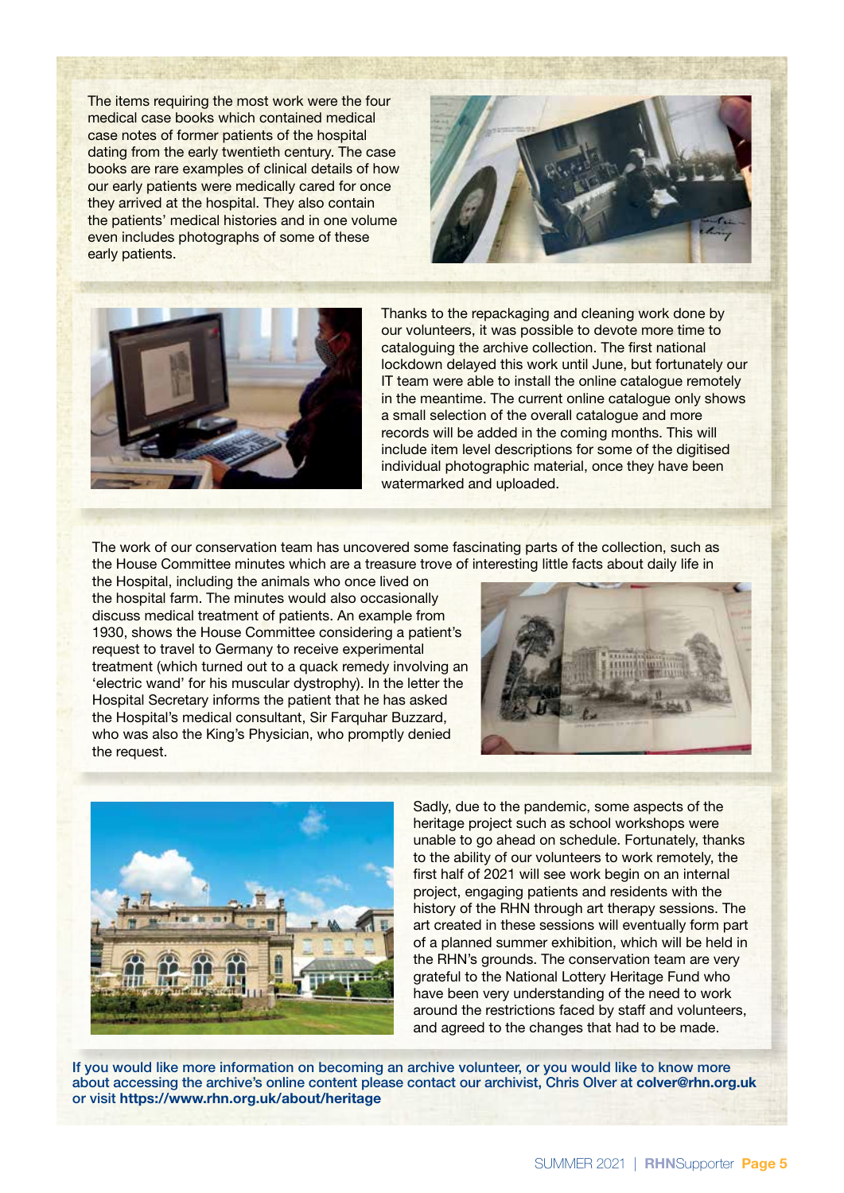The items requiring the most work were the four medical case books which contained medical case notes of former patients of the hospital dating from the early twentieth century. The case books are rare examples of clinical details of how our early patients were medically cared for once they arrived at the hospital. They also contain the patients' medical histories and in one volume even includes photographs of some of these early patients.

Thanks to the repackaging and cleaning work done by our volunteers, it was possible to devote more time to cataloguing the archive collection. The first national lockdown delayed this work until June, but fortunately our IT team were able to install the online catalogue remotely in the meantime. The current online catalogue only shows a small selection of the overall catalogue and more records will be added in the coming months. This will include item level descriptions for some of the digitised individual photographic material, once they have been watermarked and uploaded.

The work of our conservation team has uncovered some fascinating parts of the collection, such as the House Committee minutes which are a treasure trove of interesting little facts about daily life in the Hospital, including the animals who once lived on the hospital farm. The minutes would also occasionally discuss medical treatment of patients. An example from 1930, shows the House Committee considering a patient's request to travel to Germany to receive experimental treatment (which turned out to a quack remedy involving an 'electric wand' for his muscular dystrophy). In the letter the Hospital Secretary informs the patient that he has asked the Hospital's medical consultant, Sir Farquhar Buzzard, who was also the King's Physician, who promptly denied the request.

Sadly, due to the pandemic, some aspects of the heritage project such as school workshops were unable to go ahead on schedule. Fortunately, thanks to the ability of our volunteers to work remotely, the first half of 2021 will see work begin on an internal project, engaging patients and residents with the history of the RHN through art therapy sessions. The art created in these sessions will eventually form part of a planned summer exhibition, which will be held in the RHN's grounds. The conservation team are very grateful to the National Lottery Heritage Fund who have been very understanding of the need to work around the restrictions faced by staff and volunteers, and agreed to the changes that had to be made.

**If you would like more information on becoming an archive volunteer, or you would like to know more about accessing the archive's online content please contact our archivist, Chris Olver at colver@rhn.org.uk or visit https://www.rhn.org.uk/about/heritage**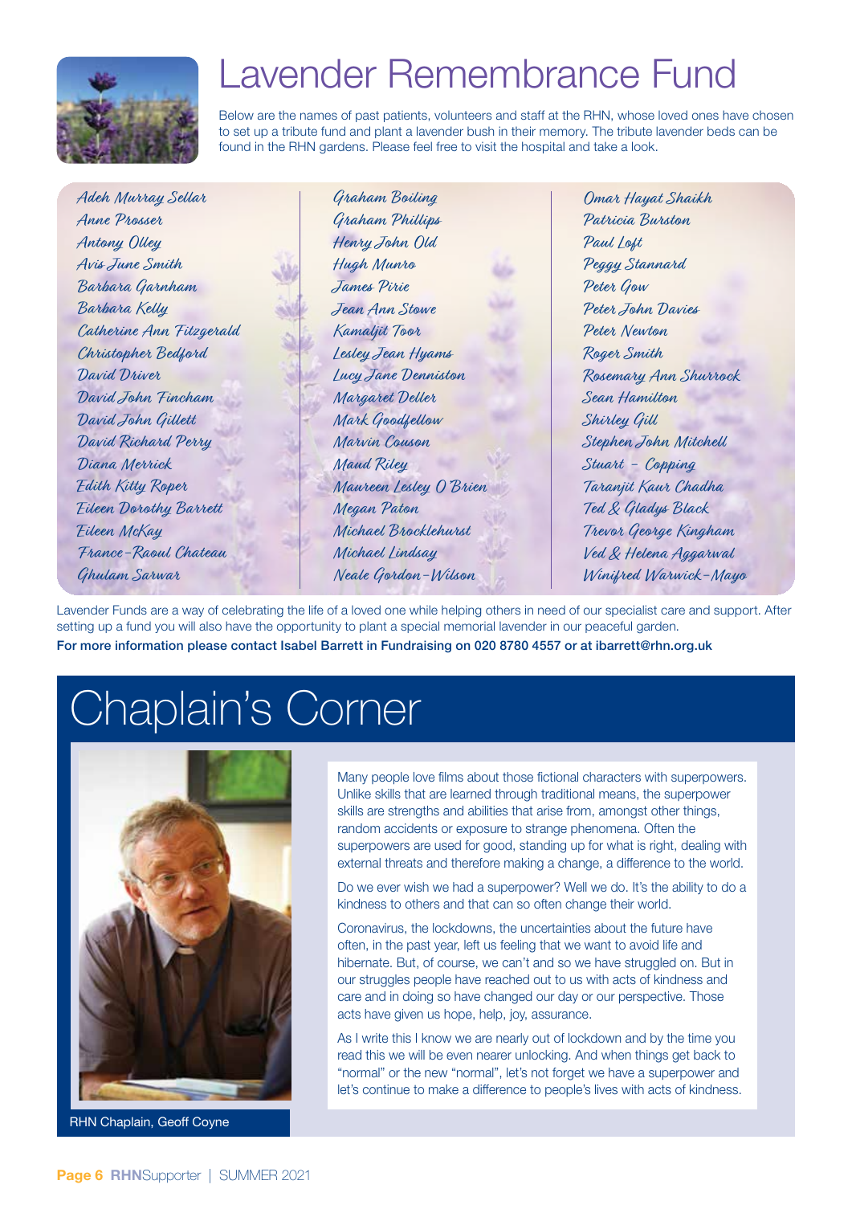# Lavender Remembrance Fund

Below are the names of past patients, volunteers and staff at the RHN, whose loved ones have chosen to set up a tribute fund and plant a lavender bush in their memory. The tribute lavender beds can be found in the RHN gardens. Please feel free to visit the hospital and take a look.

*Adeh Murray Sellar*
*Anne Prosser*
*Antony Olley*
*Avis June Smith*
*Barbara Garnham*
*Barbara Kelly*
*Catherine Ann Fitzgerald*
*Christopher Bedford*
*David Driver*
*David John Fincham*
*David John Gillett*
*David Richard Perry*
*Diana Merrick*
*Edith Kitty Roper*
*Eileen Dorothy Barrett*
*Eileen McKay*
*France-Raoul Chateau*
*Ghulam Sarwar*
*Graham Boiling*
*Graham Phillips*
*Henry John Old*
*Hugh Munro*
*James Pirie*
*Jean Ann Stowe*
*Kamaljit Toor*
*Lesley Jean Hyams*
*Lucy Jane Denniston*
*Margaret Deller*
*Mark Goodfellow*
*Marvin Couson*
*Maud Riley*
*Maureen Lesley O Brien*
*Megan Paton*
*Michael Brocklehurst*
*Michael Lindsay*
*Neale Gordon-Wilson*
*Omar Hayat Shaikh*
*Patricia Burston*
*Paul Loft*
*Peggy Stannard*
*Peter Gow*
*Peter John Davies*
*Peter Newton*
*Roger Smith*
*Rosemary Ann Shurrock*
*Sean Hamilton*
*Shirley Gill*
*Stephen John Mitchell*
*Stuart - Copping*
*Taranjit Kaur Chadha*
*Ted & Gladys Black*
*Trevor George Kingham*
*Ved & Helena Aggarwal*
*Winifred Warwick-Mayo*

Lavender Funds are a way of celebrating the life of a loved one while helping others in need of our specialist care and support. After setting up a fund you will also have the opportunity to plant a special memorial lavender in our peaceful garden.

**For more information please contact Isabel Barrett in Fundraising on 020 8780 4557 or at ibarrett@rhn.org.uk**

# Chaplain's Corner

RHN Chaplain, Geoff Coyne

Many people love films about those fictional characters with superpowers. Unlike skills that are learned through traditional means, the superpower skills are strengths and abilities that arise from, amongst other things, random accidents or exposure to strange phenomena. Often the superpowers are used for good, standing up for what is right, dealing with external threats and therefore making a change, a difference to the world.

Do we ever wish we had a superpower? Well we do. It's the ability to do a kindness to others and that can so often change their world.

Coronavirus, the lockdowns, the uncertainties about the future have often, in the past year, left us feeling that we want to avoid life and hibernate. But, of course, we can't and so we have struggled on. But in our struggles people have reached out to us with acts of kindness and care and in doing so have changed our day or our perspective. Those acts have given us hope, help, joy, assurance.

As I write this I know we are nearly out of lockdown and by the time you read this we will be even nearer unlocking. And when things get back to "normal" or the new "normal", let's not forget we have a superpower and let's continue to make a difference to people's lives with acts of kindness.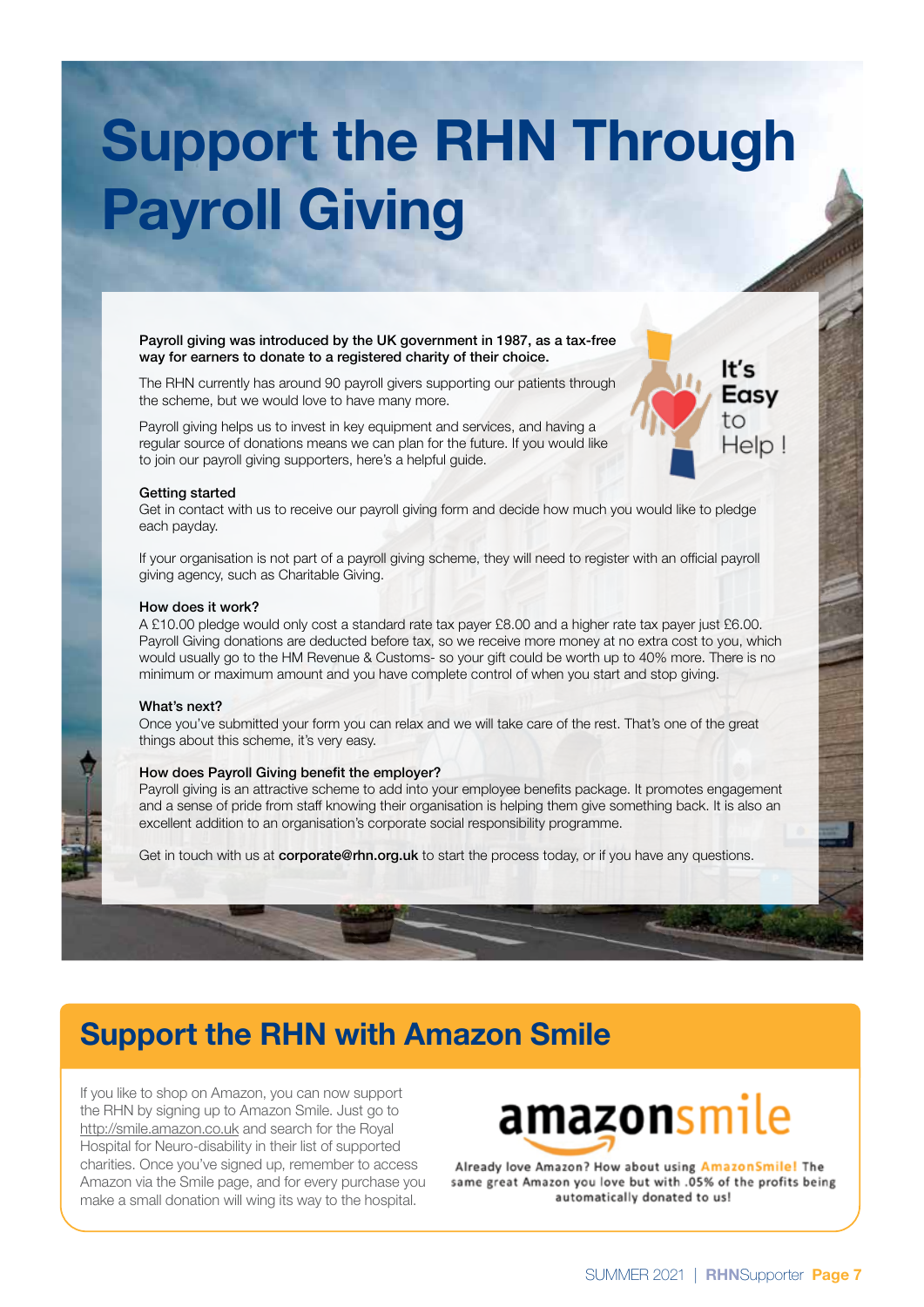# Support the RHN Through Payroll Giving

**Payroll giving was introduced by the UK government in 1987, as a tax-free way for earners to donate to a registered charity of their choice.**

The RHN currently has around 90 payroll givers supporting our patients through the scheme, but we would love to have many more.

Payroll giving helps us to invest in key equipment and services, and having a regular source of donations means we can plan for the future. If you would like to join our payroll giving supporters, here's a helpful guide.

It's Easy to Help !

### Getting started

Get in contact with us to receive our payroll giving form and decide how much you would like to pledge each payday.

If your organisation is not part of a payroll giving scheme, they will need to register with an official payroll giving agency, such as Charitable Giving.

### How does it work?

A £10.00 pledge would only cost a standard rate tax payer £8.00 and a higher rate tax payer just £6.00. Payroll Giving donations are deducted before tax, so we receive more money at no extra cost to you, which would usually go to the HM Revenue & Customs- so your gift could be worth up to 40% more. There is no minimum or maximum amount and you have complete control of when you start and stop giving.

### What's next?

Once you've submitted your form you can relax and we will take care of the rest. That's one of the great things about this scheme, it's very easy.

### How does Payroll Giving benefit the employer?

Payroll giving is an attractive scheme to add into your employee benefits package. It promotes engagement and a sense of pride from staff knowing their organisation is helping them give something back. It is also an excellent addition to an organisation's corporate social responsibility programme.

Get in touch with us at **corporate@rhn.org.uk** to start the process today, or if you have any questions.

## Support the RHN with Amazon Smile

If you like to shop on Amazon, you can now support the RHN by signing up to Amazon Smile. Just go to http://smile.amazon.co.uk and search for the Royal Hospital for Neuro-disability in their list of supported charities. Once you've signed up, remember to access Amazon via the Smile page, and for every purchase you make a small donation will wing its way to the hospital.

amazonsmile

Already love Amazon? How about using AmazonSmile! The same great Amazon you love but with .05% of the profits being automatically donated to us!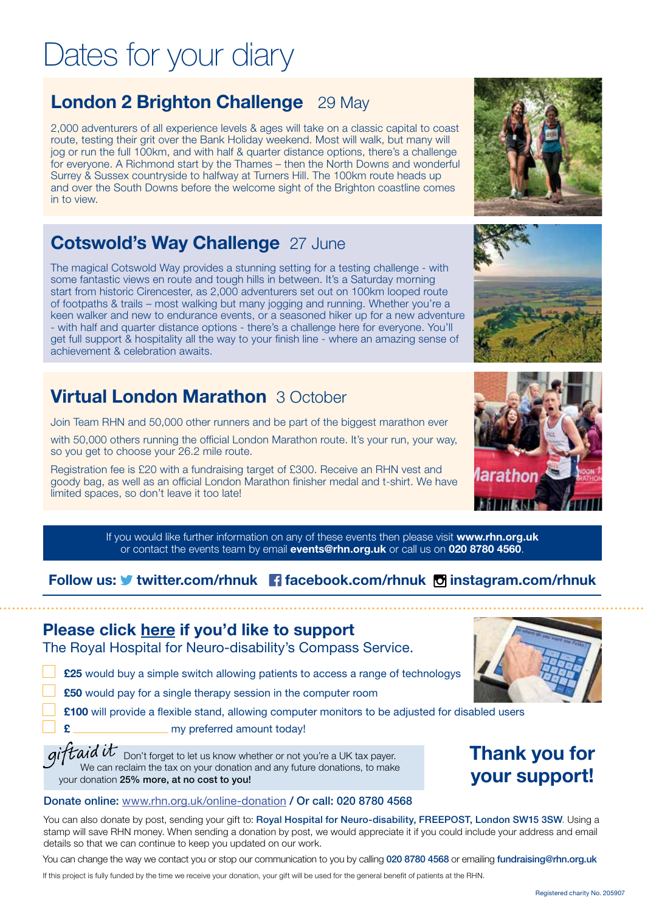# Dates for your diary

## London 2 Brighton Challenge 29 May

2,000 adventurers of all experience levels & ages will take on a classic capital to coast route, testing their grit over the Bank Holiday weekend. Most will walk, but many will jog or run the full 100km, and with half & quarter distance options, there's a challenge for everyone. A Richmond start by the Thames – then the North Downs and wonderful Surrey & Sussex countryside to halfway at Turners Hill. The 100km route heads up and over the South Downs before the welcome sight of the Brighton coastline comes in to view.

## Cotswold's Way Challenge 27 June

The magical Cotswold Way provides a stunning setting for a testing challenge - with some fantastic views en route and tough hills in between. It's a Saturday morning start from historic Cirencester, as 2,000 adventurers set out on 100km looped route of footpaths & trails – most walking but many jogging and running. Whether you're a keen walker and new to endurance events, or a seasoned hiker up for a new adventure - with half and quarter distance options - there's a challenge here for everyone. You'll get full support & hospitality all the way to your finish line - where an amazing sense of achievement & celebration awaits.

## Virtual London Marathon 3 October

Join Team RHN and 50,000 other runners and be part of the biggest marathon ever

with 50,000 others running the official London Marathon route. It's your run, your way, so you get to choose your 26.2 mile route.

Registration fee is £20 with a fundraising target of £300. Receive an RHN vest and goody bag, as well as an official London Marathon finisher medal and t-shirt. We have limited spaces, so don't leave it too late!

If you would like further information on any of these events then please visit **www.rhn.org.uk** or contact the events team by email **events@rhn.org.uk** or call us on **020 8780 4560**.

**Follow us: twitter.com/rhnuk facebook.com/rhnuk instagram.com/rhnuk**

---

## Please click here if you'd like to support

The Royal Hospital for Neuro-disability's Compass Service.

- ☐ **£25** would buy a simple switch allowing patients to access a range of technologys
- ☐ **£50** would pay for a single therapy session in the computer room
- ☐ **£100** will provide a flexible stand, allowing computer monitors to be adjusted for disabled users
- ☐ **£** ________________ my preferred amount today!

*giftaid it* Don't forget to let us know whether or not you're a UK tax payer. We can reclaim the tax on your donation and any future donations, to make your donation **25% more, at no cost to you!**

**Thank you for your support!**

**Donate online:** www.rhn.org.uk/online-donation **/ Or call: 020 8780 4568**

You can also donate by post, sending your gift to: **Royal Hospital for Neuro-disability, FREEPOST, London SW15 3SW**. Using a stamp will save RHN money. When sending a donation by post, we would appreciate it if you could include your address and email details so that we can continue to keep you updated on our work.

You can change the way we contact you or stop our communication to you by calling **020 8780 4568** or emailing **fundraising@rhn.org.uk**

If this project is fully funded by the time we receive your donation, your gift will be used for the general benefit of patients at the RHN.

Registered charity No. 205907